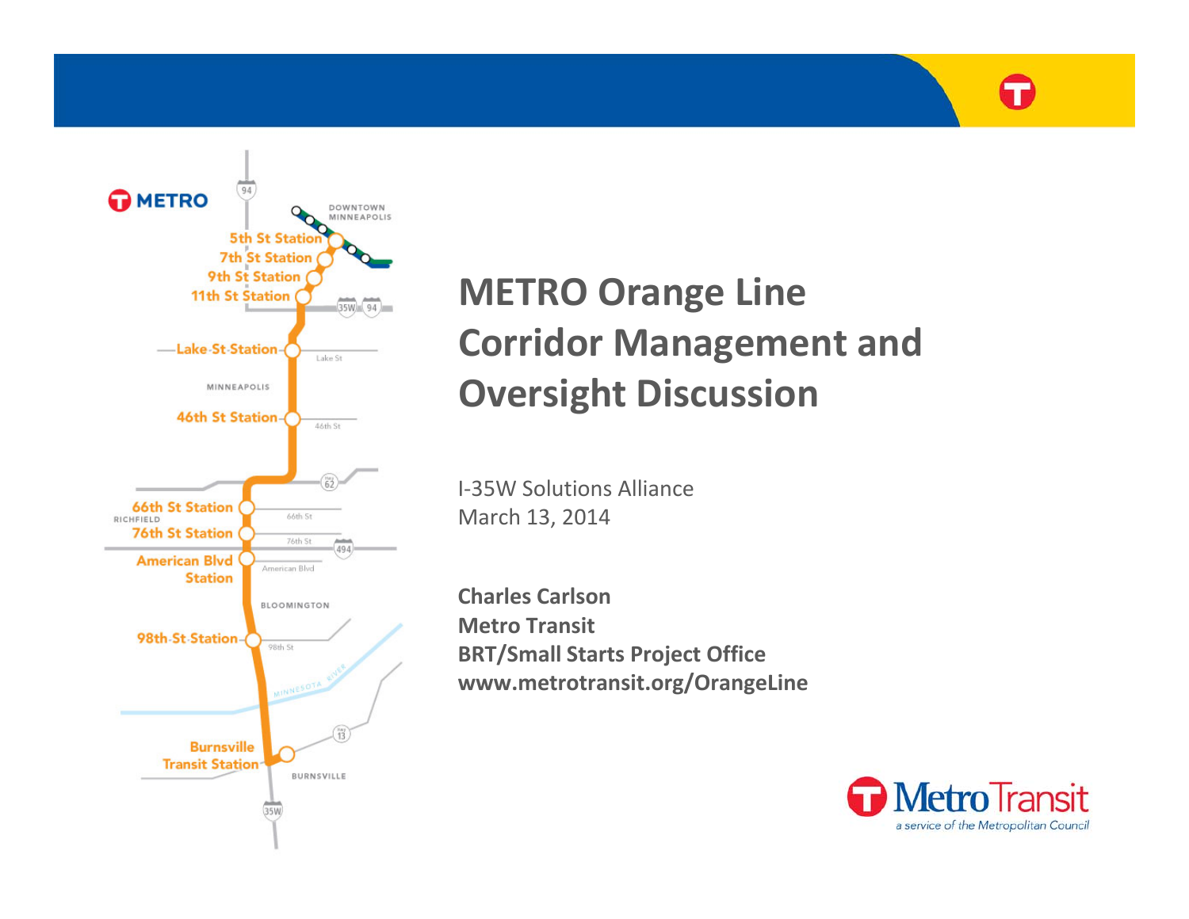# METRO Orange Line Corridor Management and Oversight Discussion

I-35W Solutions Alliance
March 13, 2014

**Charles Carlson**
**Metro Transit**
**BRT/Small Starts Project Office**
**www.metrotransit.org/OrangeLine**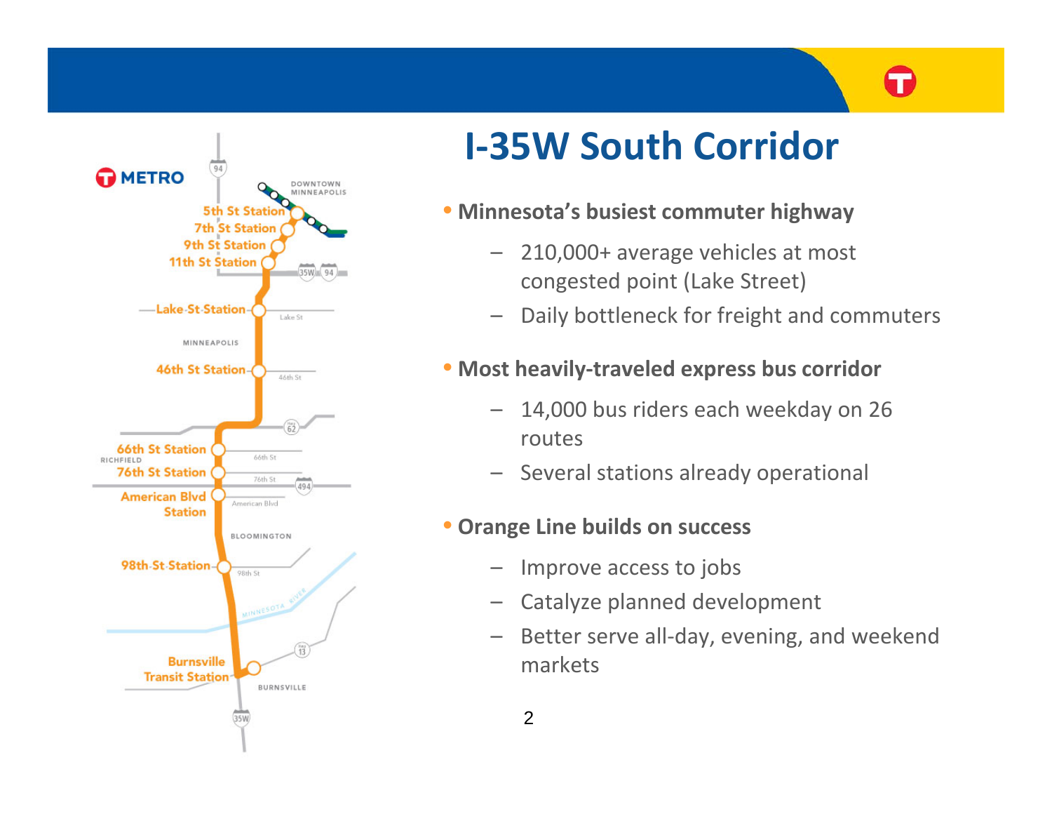# I-35W South Corridor

- **Minnesota's busiest commuter highway**
  - 210,000+ average vehicles at most congested point (Lake Street)
  - Daily bottleneck for freight and commuters
- **Most heavily-traveled express bus corridor**
  - 14,000 bus riders each weekday on 26 routes
  - Several stations already operational
- **Orange Line builds on success**
  - Improve access to jobs
  - Catalyze planned development
  - Better serve all-day, evening, and weekend markets

METRO

DOWNTOWN MINNEAPOLIS

5th St Station

7th St Station

9th St Station

11th St Station

Lake St Station

MINNEAPOLIS

46th St Station

66th St Station

RICHFIELD

76th St Station

American Blvd Station

BLOOMINGTON

98th St Station

Burnsville Transit Station

BURNSVILLE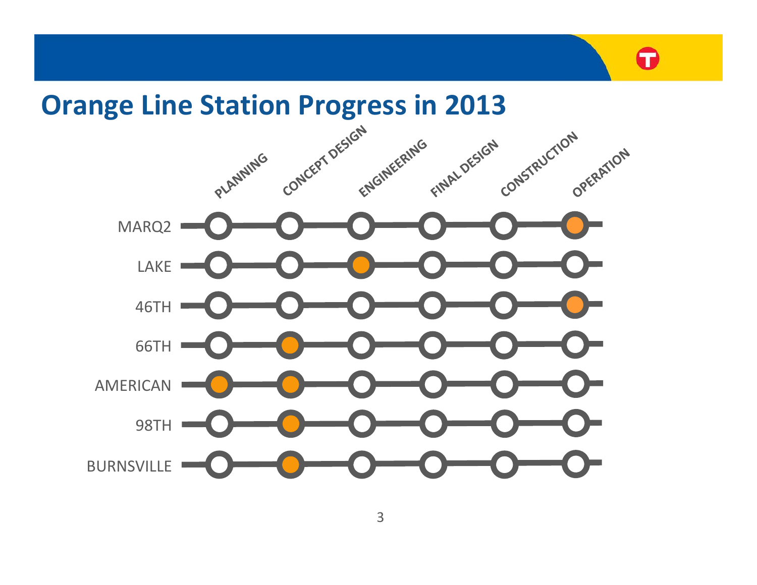# Orange Line Station Progress in 2013

| | PLANNING | CONCEPT DESIGN | ENGINEERING | FINAL DESIGN | CONSTRUCTION | OPERATION |
|---|---|---|---|---|---|---|
| MARQ2 | | | | | | ● |
| LAKE | | | ● | | | |
| 46TH | | | | | | ● |
| 66TH | | ● | | | | |
| AMERICAN | ● | ● | | | | |
| 98TH | | ● | | | | |
| BURNSVILLE | | ● | | | | |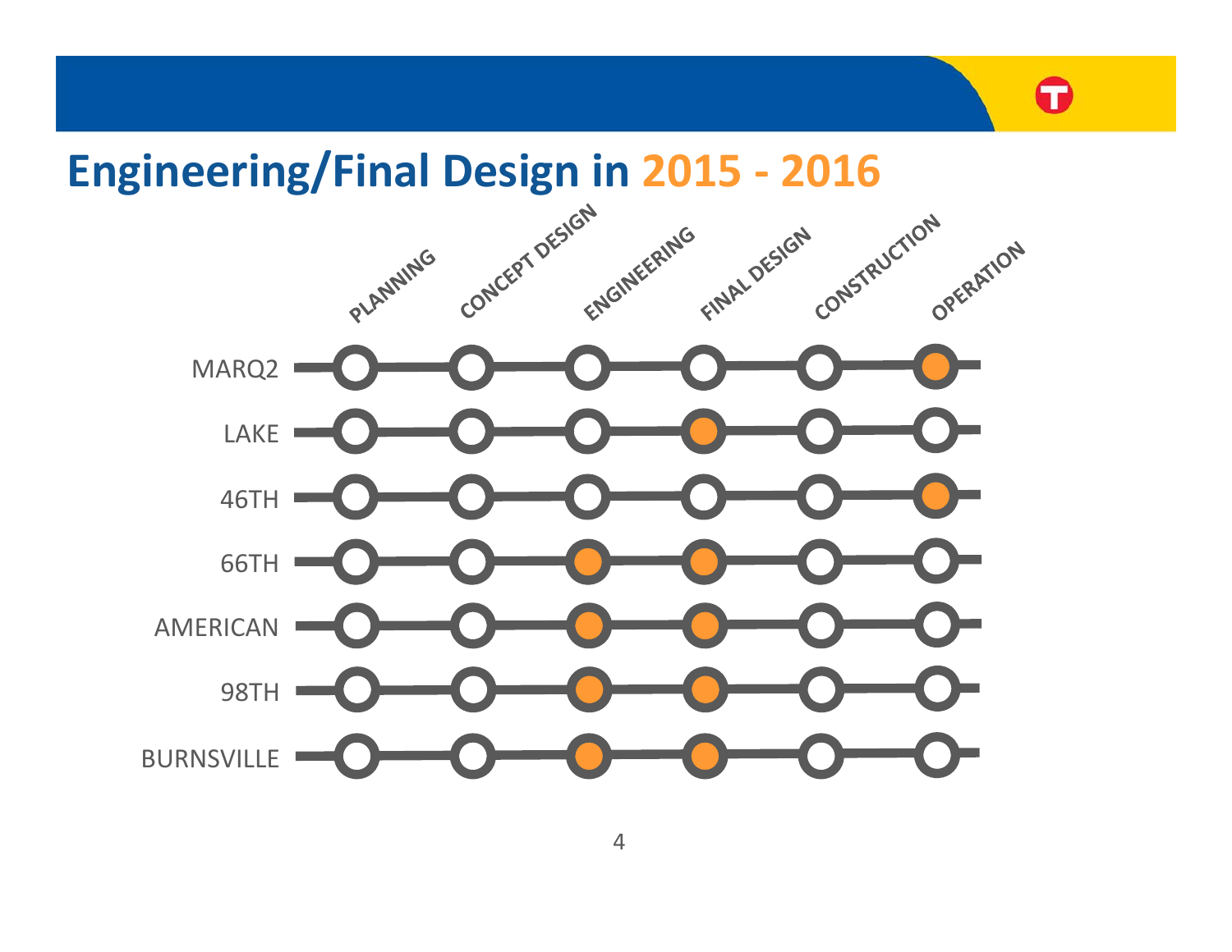# Engineering/Final Design in 2015 - 2016

| | PLANNING | CONCEPT DESIGN | ENGINEERING | FINAL DESIGN | CONSTRUCTION | OPERATION |
|---|---|---|---|---|---|---|
| MARQ2 | | | | | | ● |
| LAKE | | | | ● | | |
| 46TH | | | | | | ● |
| 66TH | | | ● | ● | | |
| AMERICAN | | | ● | ● | | |
| 98TH | | | ● | ● | | |
| BURNSVILLE | | | ● | ● | | |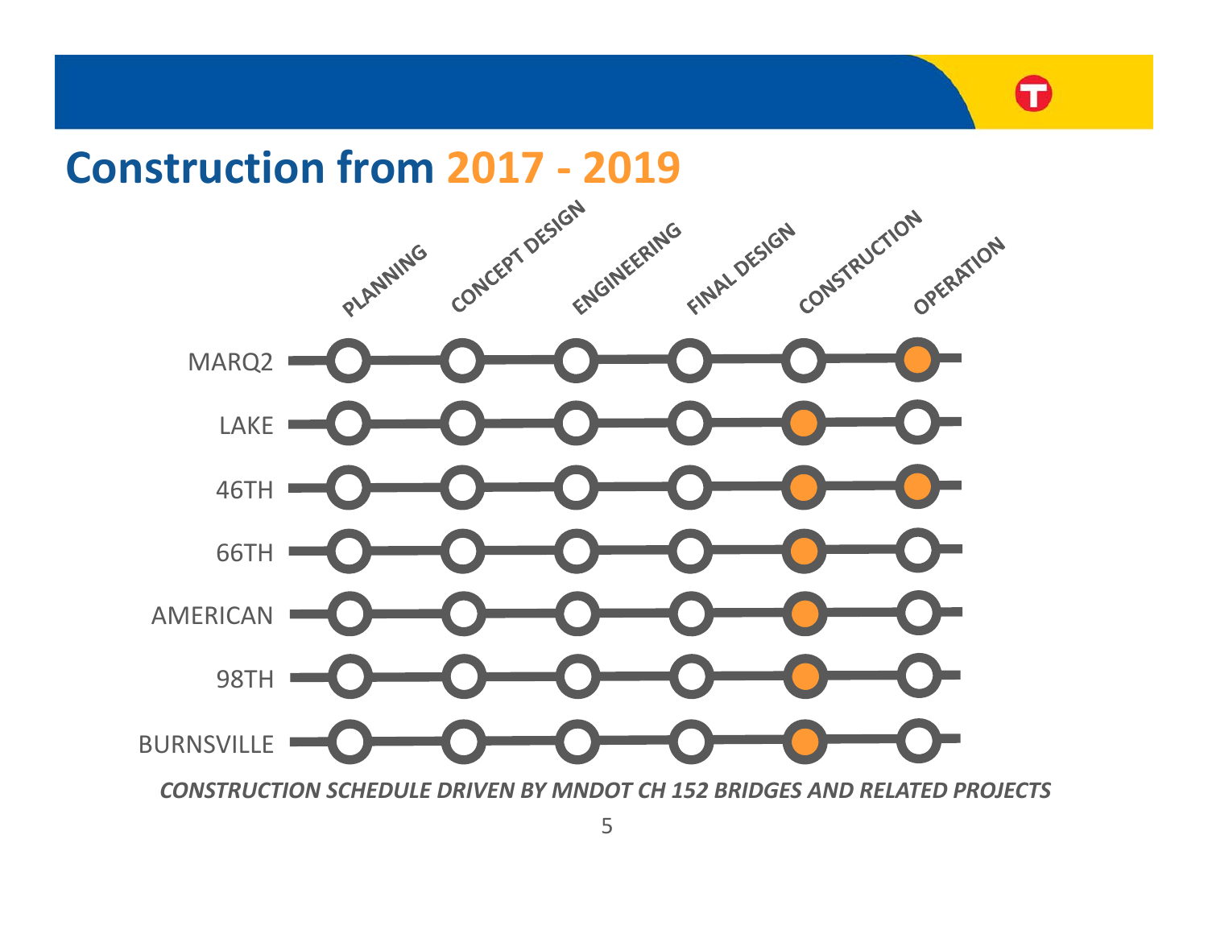# Construction from 2017 - 2019

| | PLANNING | CONCEPT DESIGN | ENGINEERING | FINAL DESIGN | CONSTRUCTION | OPERATION |
|---|---|---|---|---|---|---|
| MARQ2 | | | | | | ● |
| LAKE | | | | | ● | |
| 46TH | | | | | ● | ● |
| 66TH | | | | | ● | |
| AMERICAN | | | | | ● | |
| 98TH | | | | | ● | |
| BURNSVILLE | | | | | ● | |

***CONSTRUCTION SCHEDULE DRIVEN BY MNDOT CH 152 BRIDGES AND RELATED PROJECTS***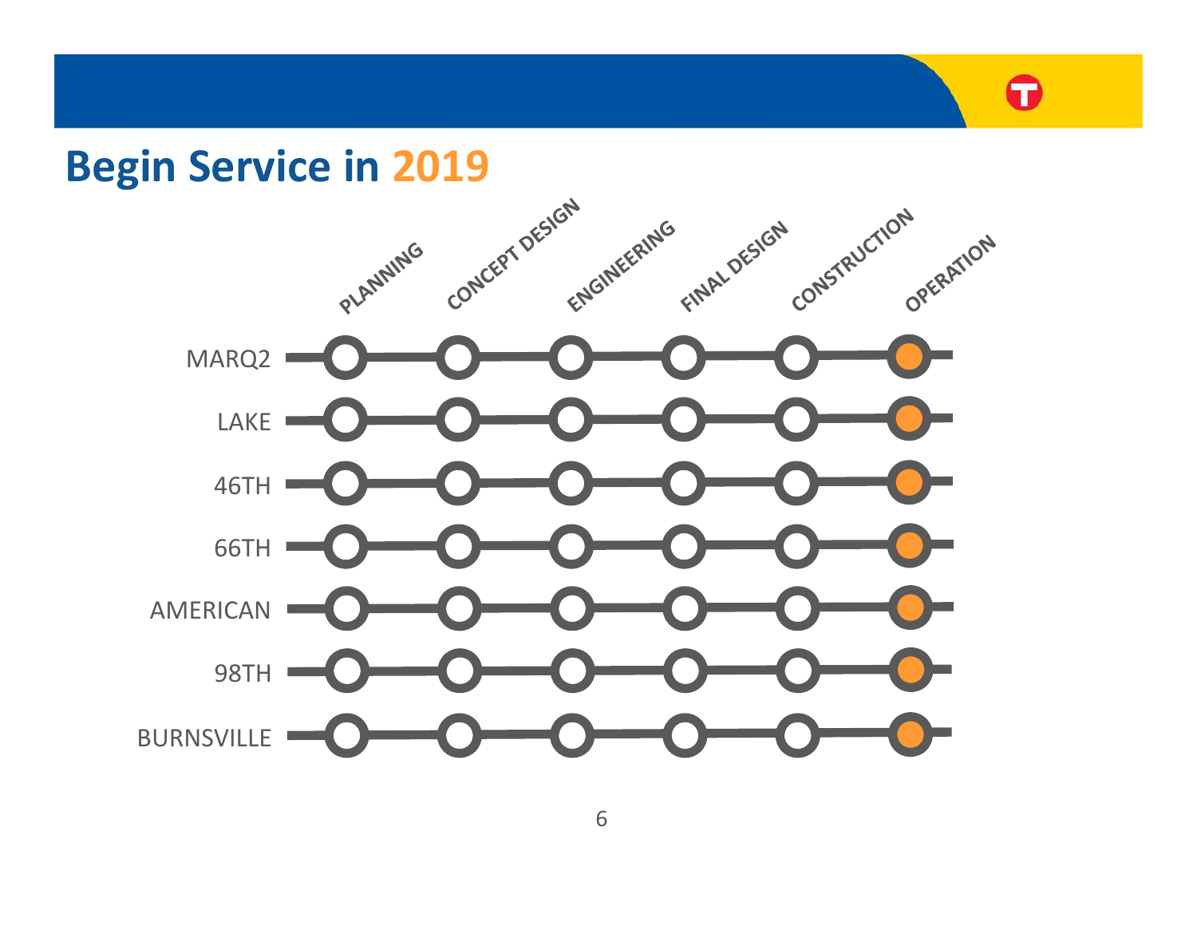# Begin Service in 2019

| | PLANNING | CONCEPT DESIGN | ENGINEERING | FINAL DESIGN | CONSTRUCTION | OPERATION |
|---|---|---|---|---|---|---|
| MARQ2 | ○ | ○ | ○ | ○ | ○ | ● |
| LAKE | ○ | ○ | ○ | ○ | ○ | ● |
| 46TH | ○ | ○ | ○ | ○ | ○ | ● |
| 66TH | ○ | ○ | ○ | ○ | ○ | ● |
| AMERICAN | ○ | ○ | ○ | ○ | ○ | ● |
| 98TH | ○ | ○ | ○ | ○ | ○ | ● |
| BURNSVILLE | ○ | ○ | ○ | ○ | ○ | ● |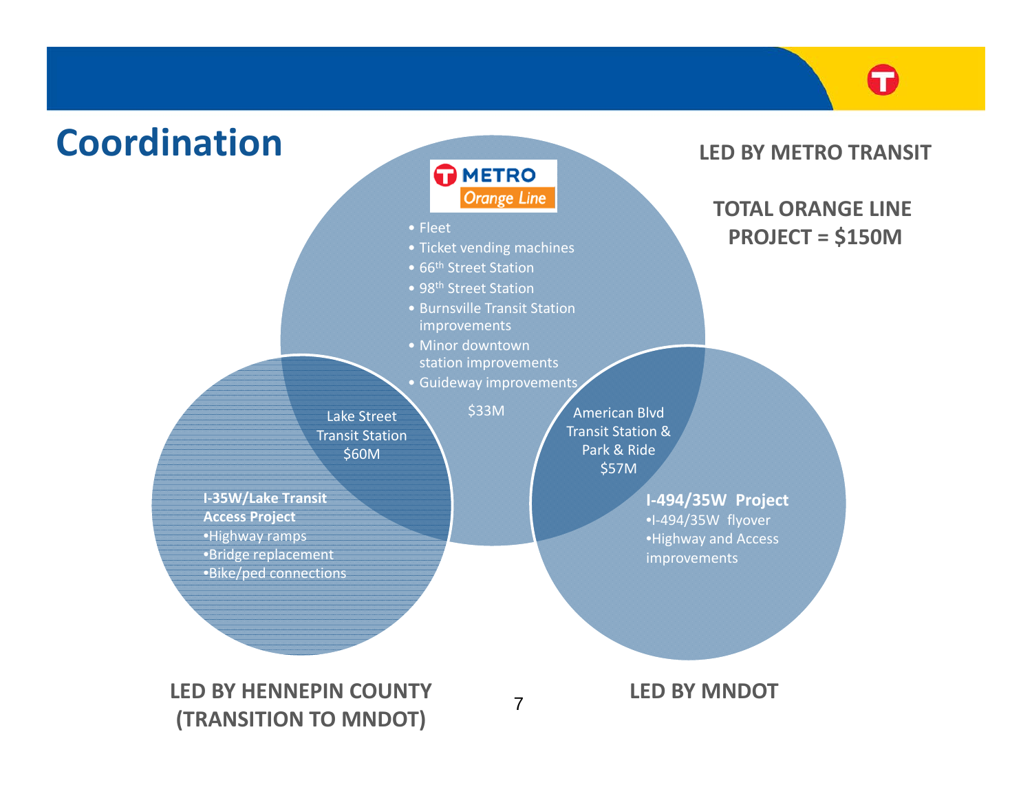# Coordination

**LED BY METRO TRANSIT**

**TOTAL ORANGE LINE PROJECT = $150M**

METRO Orange Line

- Fleet
- Ticket vending machines
- 66th Street Station
- 98th Street Station
- Burnsville Transit Station improvements
- Minor downtown station improvements
- Guideway improvements

$33M

Lake Street Transit Station
$60M

American Blvd Transit Station & Park & Ride
$57M

**I-35W/Lake Transit Access Project**

- Highway ramps
- Bridge replacement
- Bike/ped connections

**I-494/35W Project**

- I-494/35W flyover
- Highway and Access improvements

**LED BY HENNEPIN COUNTY (TRANSITION TO MNDOT)**

**LED BY MNDOT**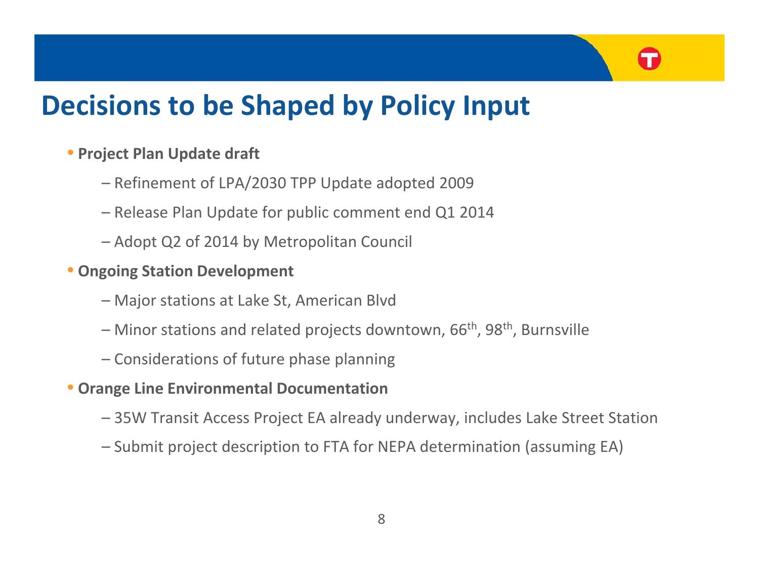# Decisions to be Shaped by Policy Input

- **Project Plan Update draft**
  - Refinement of LPA/2030 TPP Update adopted 2009
  - Release Plan Update for public comment end Q1 2014
  - Adopt Q2 of 2014 by Metropolitan Council
- **Ongoing Station Development**
  - Major stations at Lake St, American Blvd
  - Minor stations and related projects downtown, 66th, 98th, Burnsville
  - Considerations of future phase planning
- **Orange Line Environmental Documentation**
  - 35W Transit Access Project EA already underway, includes Lake Street Station
  - Submit project description to FTA for NEPA determination (assuming EA)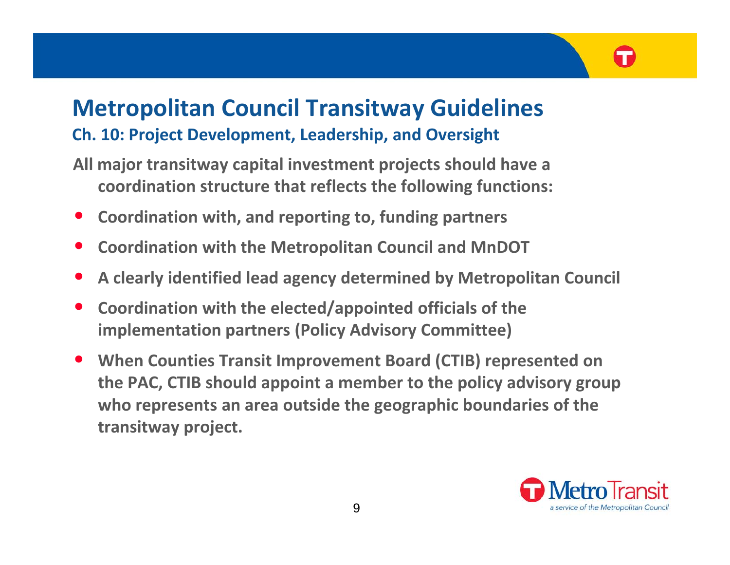# Metropolitan Council Transitway Guidelines

## Ch. 10: Project Development, Leadership, and Oversight

All major transitway capital investment projects should have a coordination structure that reflects the following functions:

- Coordination with, and reporting to, funding partners
- Coordination with the Metropolitan Council and MnDOT
- A clearly identified lead agency determined by Metropolitan Council
- Coordination with the elected/appointed officials of the implementation partners (Policy Advisory Committee)
- When Counties Transit Improvement Board (CTIB) represented on the PAC, CTIB should appoint a member to the policy advisory group who represents an area outside the geographic boundaries of the transitway project.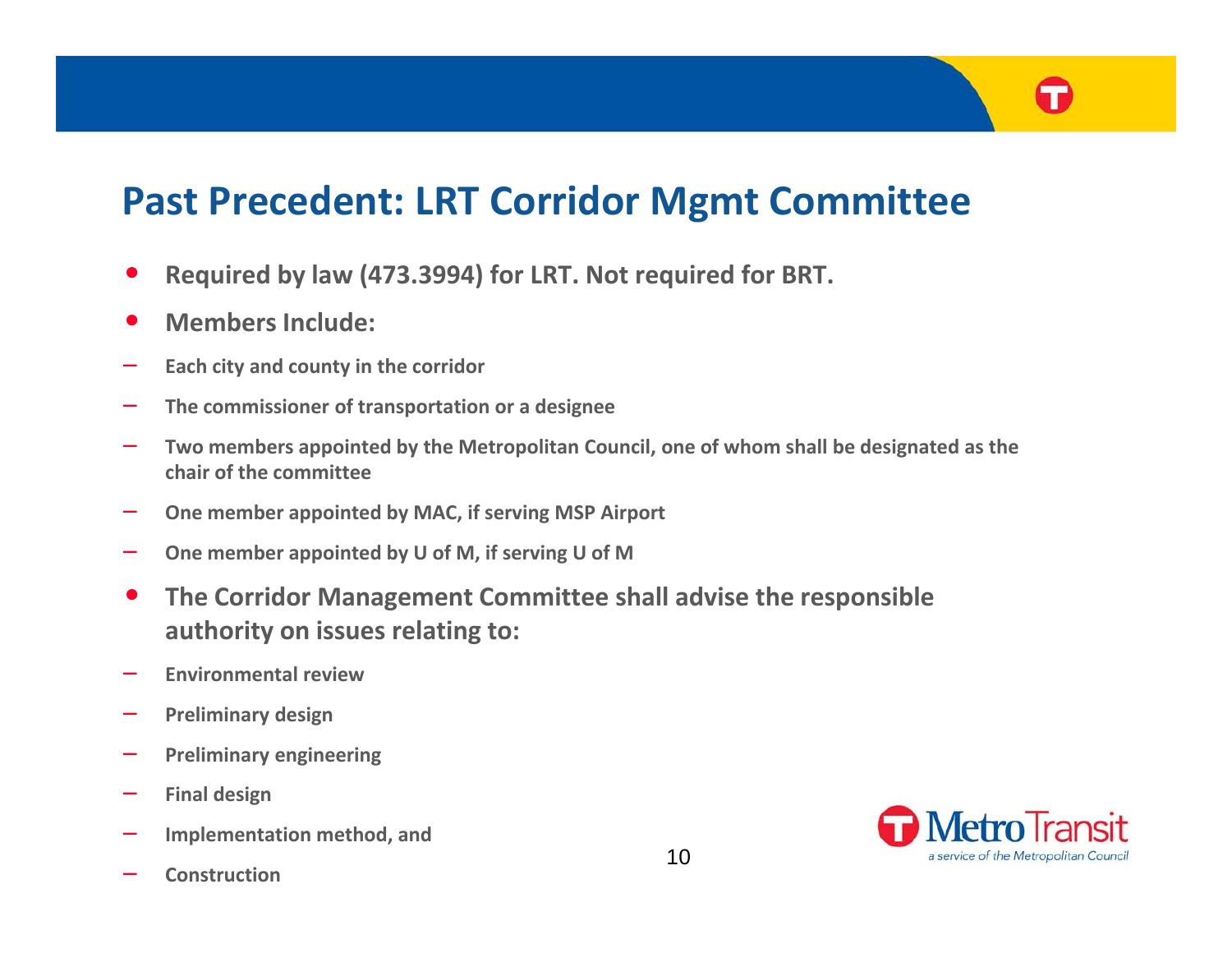# Past Precedent: LRT Corridor Mgmt Committee

- **Required by law (473.3994) for LRT. Not required for BRT.**
- **Members Include:**
  - **Each city and county in the corridor**
  - **The commissioner of transportation or a designee**
  - **Two members appointed by the Metropolitan Council, one of whom shall be designated as the chair of the committee**
  - **One member appointed by MAC, if serving MSP Airport**
  - **One member appointed by U of M, if serving U of M**
- **The Corridor Management Committee shall advise the responsible authority on issues relating to:**
  - **Environmental review**
  - **Preliminary design**
  - **Preliminary engineering**
  - **Final design**
  - **Implementation method, and**
  - **Construction**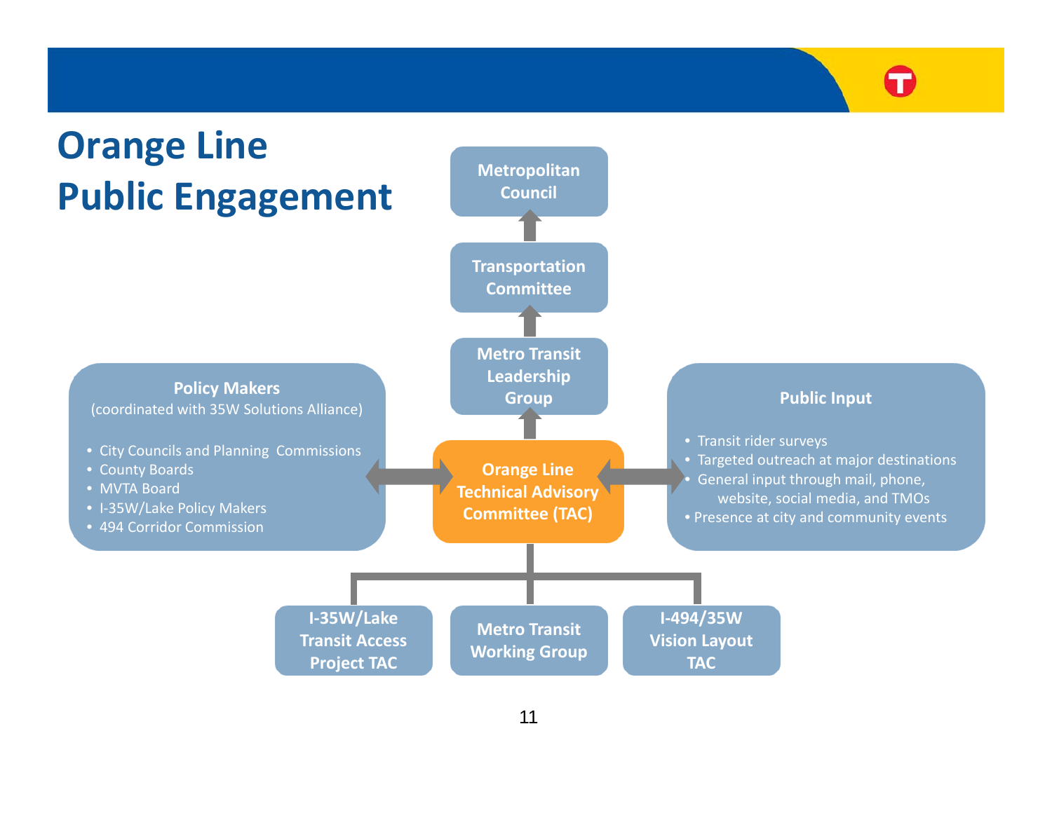# Orange Line Public Engagement

**Metropolitan Council**

**Transportation Committee**

**Metro Transit Leadership Group**

**Orange Line Technical Advisory Committee (TAC)**

**Policy Makers**
(coordinated with 35W Solutions Alliance)

- City Councils and Planning Commissions
- County Boards
- MVTA Board
- I-35W/Lake Policy Makers
- 494 Corridor Commission

**Public Input**

- Transit rider surveys
- Targeted outreach at major destinations
- General input through mail, phone, website, social media, and TMOs
- Presence at city and community events

**I-35W/Lake Transit Access Project TAC**

**Metro Transit Working Group**

**I-494/35W Vision Layout TAC**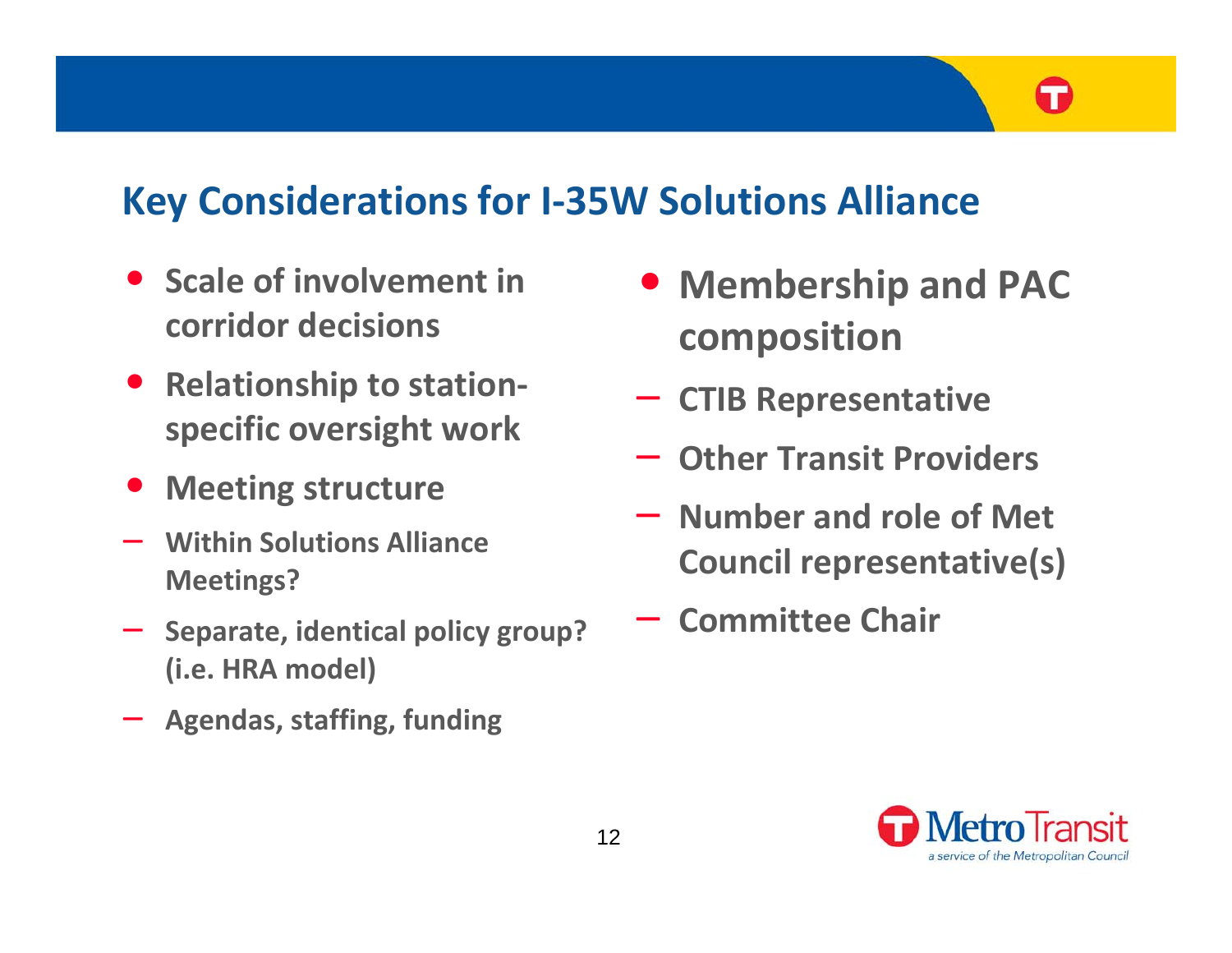## Key Considerations for I-35W Solutions Alliance

- **Scale of involvement in corridor decisions**
- **Relationship to station-specific oversight work**
- **Meeting structure**
  - **Within Solutions Alliance Meetings?**
  - **Separate, identical policy group? (i.e. HRA model)**
  - **Agendas, staffing, funding**

- **Membership and PAC composition**
  - **CTIB Representative**
  - **Other Transit Providers**
  - **Number and role of Met Council representative(s)**
  - **Committee Chair**